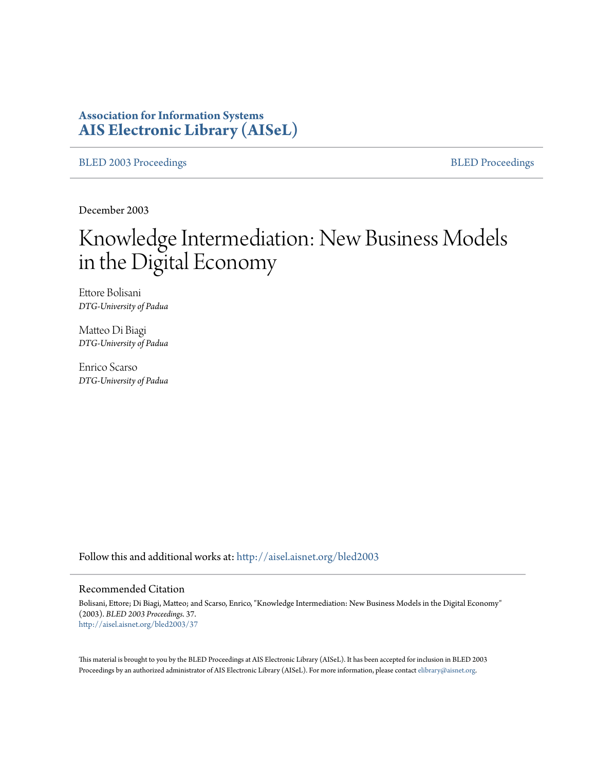**Association for Information Systems**
**AIS Electronic Library (AISeL)**

BLED 2003 Proceedings | BLED Proceedings

December 2003

# Knowledge Intermediation: New Business Models in the Digital Economy

Ettore Bolisani
*DTG-University of Padua*

Matteo Di Biagi
*DTG-University of Padua*

Enrico Scarso
*DTG-University of Padua*

Follow this and additional works at: http://aisel.aisnet.org/bled2003

## Recommended Citation

Bolisani, Ettore; Di Biagi, Matteo; and Scarso, Enrico, "Knowledge Intermediation: New Business Models in the Digital Economy" (2003). *BLED 2003 Proceedings*. 37.
http://aisel.aisnet.org/bled2003/37

This material is brought to you by the BLED Proceedings at AIS Electronic Library (AISeL). It has been accepted for inclusion in BLED 2003 Proceedings by an authorized administrator of AIS Electronic Library (AISeL). For more information, please contact elibrary@aisnet.org.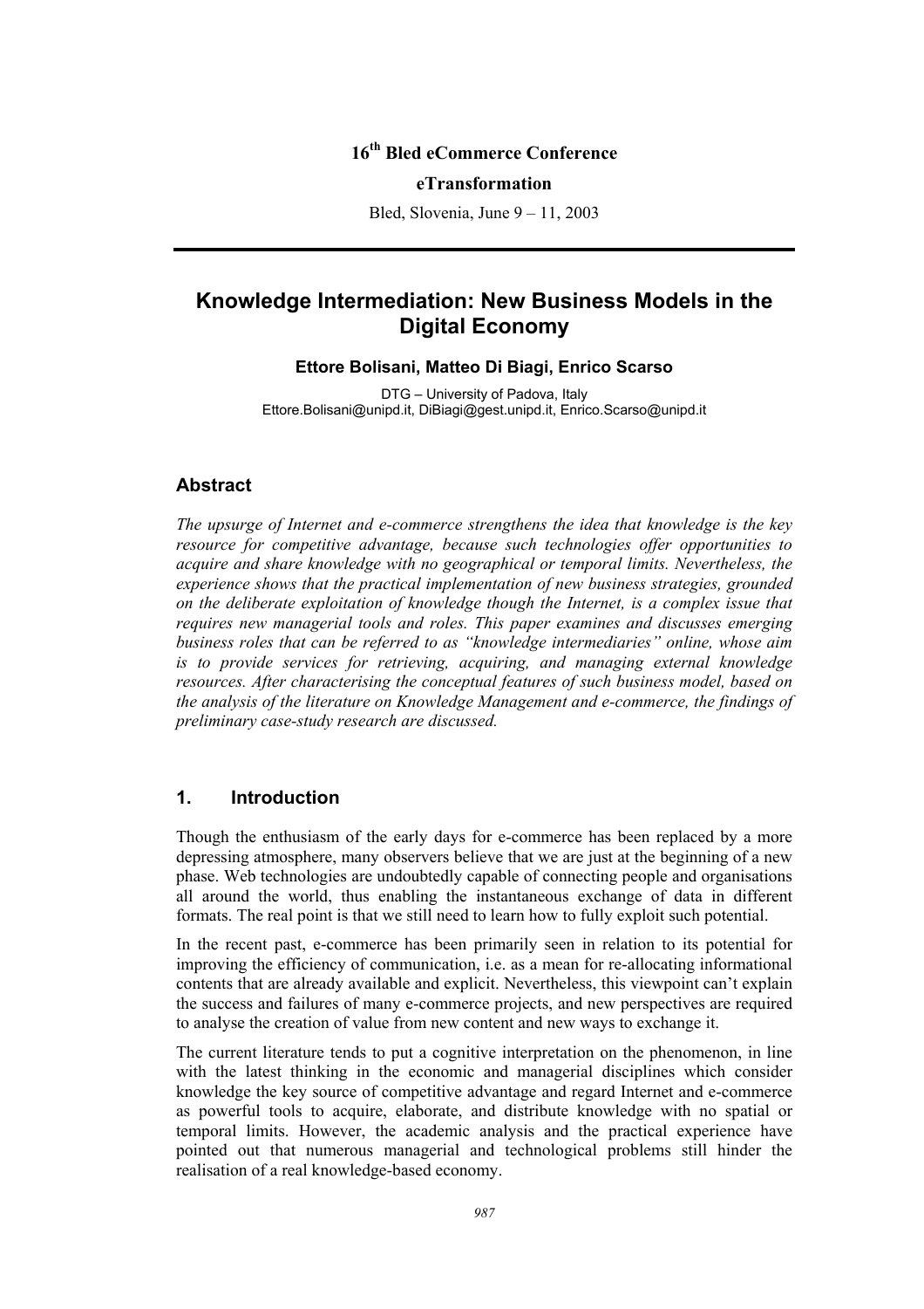16th Bled eCommerce Conference

**eTransformation**

Bled, Slovenia, June 9 – 11, 2003

# Knowledge Intermediation: New Business Models in the Digital Economy

**Ettore Bolisani, Matteo Di Biagi, Enrico Scarso**

DTG – University of Padova, Italy
Ettore.Bolisani@unipd.it, DiBiagi@gest.unipd.it, Enrico.Scarso@unipd.it

## Abstract

*The upsurge of Internet and e-commerce strengthens the idea that knowledge is the key resource for competitive advantage, because such technologies offer opportunities to acquire and share knowledge with no geographical or temporal limits. Nevertheless, the experience shows that the practical implementation of new business strategies, grounded on the deliberate exploitation of knowledge though the Internet, is a complex issue that requires new managerial tools and roles. This paper examines and discusses emerging business roles that can be referred to as "knowledge intermediaries" online, whose aim is to provide services for retrieving, acquiring, and managing external knowledge resources. After characterising the conceptual features of such business model, based on the analysis of the literature on Knowledge Management and e-commerce, the findings of preliminary case-study research are discussed.*

## 1. Introduction

Though the enthusiasm of the early days for e-commerce has been replaced by a more depressing atmosphere, many observers believe that we are just at the beginning of a new phase. Web technologies are undoubtedly capable of connecting people and organisations all around the world, thus enabling the instantaneous exchange of data in different formats. The real point is that we still need to learn how to fully exploit such potential.

In the recent past, e-commerce has been primarily seen in relation to its potential for improving the efficiency of communication, i.e. as a mean for re-allocating informational contents that are already available and explicit. Nevertheless, this viewpoint can't explain the success and failures of many e-commerce projects, and new perspectives are required to analyse the creation of value from new content and new ways to exchange it.

The current literature tends to put a cognitive interpretation on the phenomenon, in line with the latest thinking in the economic and managerial disciplines which consider knowledge the key source of competitive advantage and regard Internet and e-commerce as powerful tools to acquire, elaborate, and distribute knowledge with no spatial or temporal limits. However, the academic analysis and the practical experience have pointed out that numerous managerial and technological problems still hinder the realisation of a real knowledge-based economy.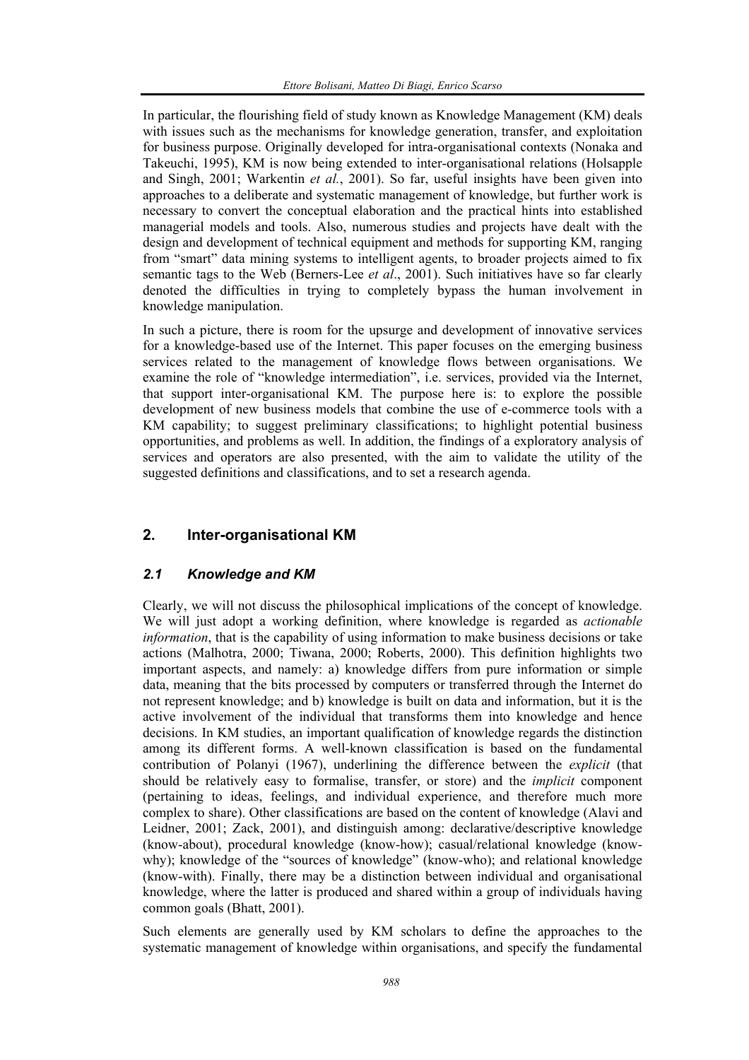In particular, the flourishing field of study known as Knowledge Management (KM) deals with issues such as the mechanisms for knowledge generation, transfer, and exploitation for business purpose. Originally developed for intra-organisational contexts (Nonaka and Takeuchi, 1995), KM is now being extended to inter-organisational relations (Holsapple and Singh, 2001; Warkentin *et al.*, 2001). So far, useful insights have been given into approaches to a deliberate and systematic management of knowledge, but further work is necessary to convert the conceptual elaboration and the practical hints into established managerial models and tools. Also, numerous studies and projects have dealt with the design and development of technical equipment and methods for supporting KM, ranging from "smart" data mining systems to intelligent agents, to broader projects aimed to fix semantic tags to the Web (Berners-Lee *et al*., 2001). Such initiatives have so far clearly denoted the difficulties in trying to completely bypass the human involvement in knowledge manipulation.

In such a picture, there is room for the upsurge and development of innovative services for a knowledge-based use of the Internet. This paper focuses on the emerging business services related to the management of knowledge flows between organisations. We examine the role of "knowledge intermediation", i.e. services, provided via the Internet, that support inter-organisational KM. The purpose here is: to explore the possible development of new business models that combine the use of e-commerce tools with a KM capability; to suggest preliminary classifications; to highlight potential business opportunities, and problems as well. In addition, the findings of a exploratory analysis of services and operators are also presented, with the aim to validate the utility of the suggested definitions and classifications, and to set a research agenda.

## 2. Inter-organisational KM

### *2.1 Knowledge and KM*

Clearly, we will not discuss the philosophical implications of the concept of knowledge. We will just adopt a working definition, where knowledge is regarded as *actionable information*, that is the capability of using information to make business decisions or take actions (Malhotra, 2000; Tiwana, 2000; Roberts, 2000). This definition highlights two important aspects, and namely: a) knowledge differs from pure information or simple data, meaning that the bits processed by computers or transferred through the Internet do not represent knowledge; and b) knowledge is built on data and information, but it is the active involvement of the individual that transforms them into knowledge and hence decisions. In KM studies, an important qualification of knowledge regards the distinction among its different forms. A well-known classification is based on the fundamental contribution of Polanyi (1967), underlining the difference between the *explicit* (that should be relatively easy to formalise, transfer, or store) and the *implicit* component (pertaining to ideas, feelings, and individual experience, and therefore much more complex to share). Other classifications are based on the content of knowledge (Alavi and Leidner, 2001; Zack, 2001), and distinguish among: declarative/descriptive knowledge (know-about), procedural knowledge (know-how); casual/relational knowledge (know-why); knowledge of the "sources of knowledge" (know-who); and relational knowledge (know-with). Finally, there may be a distinction between individual and organisational knowledge, where the latter is produced and shared within a group of individuals having common goals (Bhatt, 2001).

Such elements are generally used by KM scholars to define the approaches to the systematic management of knowledge within organisations, and specify the fundamental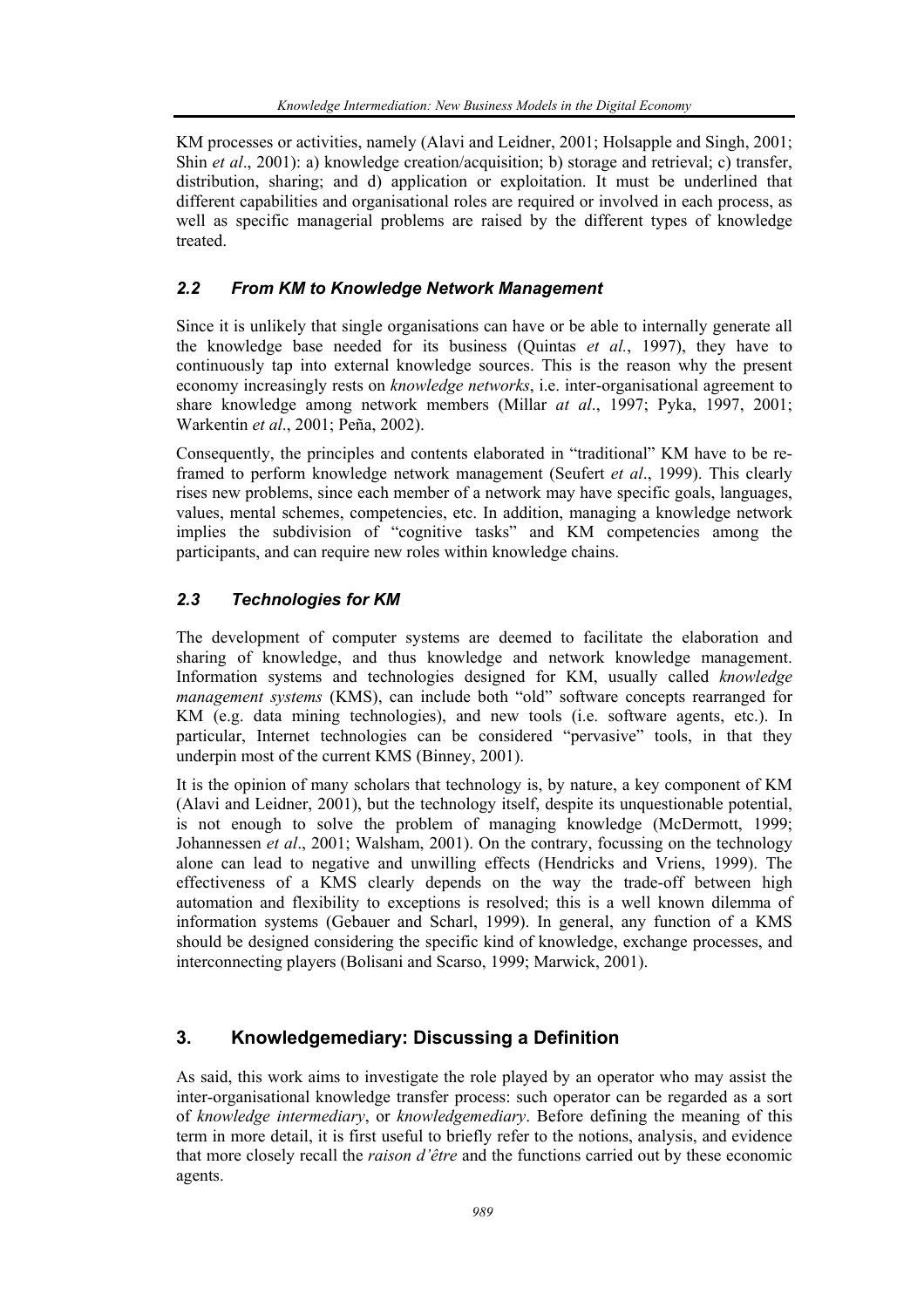KM processes or activities, namely (Alavi and Leidner, 2001; Holsapple and Singh, 2001; Shin *et al*., 2001): a) knowledge creation/acquisition; b) storage and retrieval; c) transfer, distribution, sharing; and d) application or exploitation. It must be underlined that different capabilities and organisational roles are required or involved in each process, as well as specific managerial problems are raised by the different types of knowledge treated.

### *2.2 From KM to Knowledge Network Management*

Since it is unlikely that single organisations can have or be able to internally generate all the knowledge base needed for its business (Quintas *et al.*, 1997), they have to continuously tap into external knowledge sources. This is the reason why the present economy increasingly rests on *knowledge networks*, i.e. inter-organisational agreement to share knowledge among network members (Millar *at al*., 1997; Pyka, 1997, 2001; Warkentin *et al*., 2001; Peña, 2002).

Consequently, the principles and contents elaborated in "traditional" KM have to be re-framed to perform knowledge network management (Seufert *et al*., 1999). This clearly rises new problems, since each member of a network may have specific goals, languages, values, mental schemes, competencies, etc. In addition, managing a knowledge network implies the subdivision of "cognitive tasks" and KM competencies among the participants, and can require new roles within knowledge chains.

### *2.3 Technologies for KM*

The development of computer systems are deemed to facilitate the elaboration and sharing of knowledge, and thus knowledge and network knowledge management. Information systems and technologies designed for KM, usually called *knowledge management systems* (KMS), can include both "old" software concepts rearranged for KM (e.g. data mining technologies), and new tools (i.e. software agents, etc.). In particular, Internet technologies can be considered "pervasive" tools, in that they underpin most of the current KMS (Binney, 2001).

It is the opinion of many scholars that technology is, by nature, a key component of KM (Alavi and Leidner, 2001), but the technology itself, despite its unquestionable potential, is not enough to solve the problem of managing knowledge (McDermott, 1999; Johannessen *et al*., 2001; Walsham, 2001). On the contrary, focussing on the technology alone can lead to negative and unwilling effects (Hendricks and Vriens, 1999). The effectiveness of a KMS clearly depends on the way the trade-off between high automation and flexibility to exceptions is resolved; this is a well known dilemma of information systems (Gebauer and Scharl, 1999). In general, any function of a KMS should be designed considering the specific kind of knowledge, exchange processes, and interconnecting players (Bolisani and Scarso, 1999; Marwick, 2001).

## 3. Knowledgemediary: Discussing a Definition

As said, this work aims to investigate the role played by an operator who may assist the inter-organisational knowledge transfer process: such operator can be regarded as a sort of *knowledge intermediary*, or *knowledgemediary*. Before defining the meaning of this term in more detail, it is first useful to briefly refer to the notions, analysis, and evidence that more closely recall the *raison d'être* and the functions carried out by these economic agents.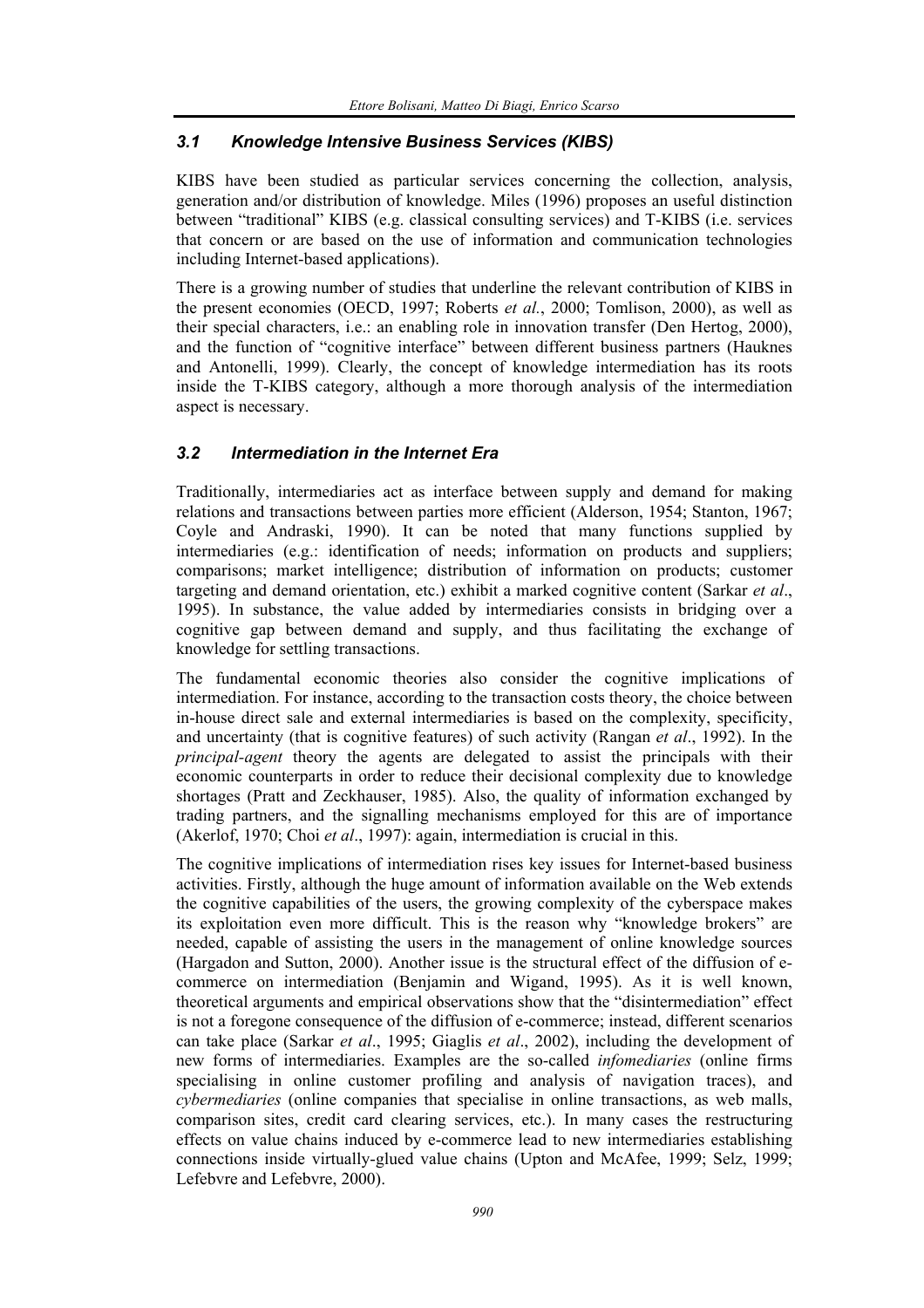### 3.1 Knowledge Intensive Business Services (KIBS)

KIBS have been studied as particular services concerning the collection, analysis, generation and/or distribution of knowledge. Miles (1996) proposes an useful distinction between "traditional" KIBS (e.g. classical consulting services) and T-KIBS (i.e. services that concern or are based on the use of information and communication technologies including Internet-based applications).

There is a growing number of studies that underline the relevant contribution of KIBS in the present economies (OECD, 1997; Roberts *et al.*, 2000; Tomlison, 2000), as well as their special characters, i.e.: an enabling role in innovation transfer (Den Hertog, 2000), and the function of "cognitive interface" between different business partners (Hauknes and Antonelli, 1999). Clearly, the concept of knowledge intermediation has its roots inside the T-KIBS category, although a more thorough analysis of the intermediation aspect is necessary.

### 3.2 Intermediation in the Internet Era

Traditionally, intermediaries act as interface between supply and demand for making relations and transactions between parties more efficient (Alderson, 1954; Stanton, 1967; Coyle and Andraski, 1990). It can be noted that many functions supplied by intermediaries (e.g.: identification of needs; information on products and suppliers; comparisons; market intelligence; distribution of information on products; customer targeting and demand orientation, etc.) exhibit a marked cognitive content (Sarkar *et al*., 1995). In substance, the value added by intermediaries consists in bridging over a cognitive gap between demand and supply, and thus facilitating the exchange of knowledge for settling transactions.

The fundamental economic theories also consider the cognitive implications of intermediation. For instance, according to the transaction costs theory, the choice between in-house direct sale and external intermediaries is based on the complexity, specificity, and uncertainty (that is cognitive features) of such activity (Rangan *et al*., 1992). In the *principal-agent* theory the agents are delegated to assist the principals with their economic counterparts in order to reduce their decisional complexity due to knowledge shortages (Pratt and Zeckhauser, 1985). Also, the quality of information exchanged by trading partners, and the signalling mechanisms employed for this are of importance (Akerlof, 1970; Choi *et al*., 1997): again, intermediation is crucial in this.

The cognitive implications of intermediation rises key issues for Internet-based business activities. Firstly, although the huge amount of information available on the Web extends the cognitive capabilities of the users, the growing complexity of the cyberspace makes its exploitation even more difficult. This is the reason why "knowledge brokers" are needed, capable of assisting the users in the management of online knowledge sources (Hargadon and Sutton, 2000). Another issue is the structural effect of the diffusion of e-commerce on intermediation (Benjamin and Wigand, 1995). As it is well known, theoretical arguments and empirical observations show that the "disintermediation" effect is not a foregone consequence of the diffusion of e-commerce; instead, different scenarios can take place (Sarkar *et al*., 1995; Giaglis *et al*., 2002), including the development of new forms of intermediaries. Examples are the so-called *infomediaries* (online firms specialising in online customer profiling and analysis of navigation traces), and *cybermediaries* (online companies that specialise in online transactions, as web malls, comparison sites, credit card clearing services, etc.). In many cases the restructuring effects on value chains induced by e-commerce lead to new intermediaries establishing connections inside virtually-glued value chains (Upton and McAfee, 1999; Selz, 1999; Lefebvre and Lefebvre, 2000).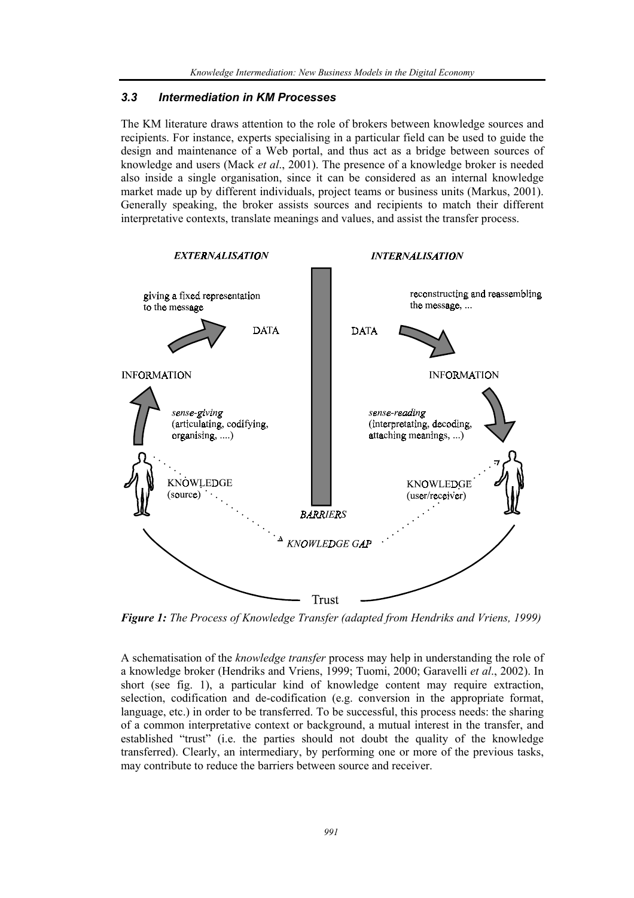### 3.3 Intermediation in KM Processes

The KM literature draws attention to the role of brokers between knowledge sources and recipients. For instance, experts specialising in a particular field can be used to guide the design and maintenance of a Web portal, and thus act as a bridge between sources of knowledge and users (Mack *et al*., 2001). The presence of a knowledge broker is needed also inside a single organisation, since it can be considered as an internal knowledge market made up by different individuals, project teams or business units (Markus, 2001). Generally speaking, the broker assists sources and recipients to match their different interpretative contexts, translate meanings and values, and assist the transfer process.

EXTERNALISATION

INTERNALISATION

giving a fixed representation to the message

DATA

DATA

reconstructing and reassembling the message, ...

INFORMATION

INFORMATION

*sense-giving* (articulating, codifying, organising, ....)

*sense-reading* (interpretating, decoding, attaching meanings, ...)

KNOWLEDGE (source)

KNOWLEDGE (user/receiver)

BARRIERS

KNOWLEDGE GAP

Trust

***Figure 1:*** *The Process of Knowledge Transfer (adapted from Hendriks and Vriens, 1999)*

A schematisation of the *knowledge transfer* process may help in understanding the role of a knowledge broker (Hendriks and Vriens, 1999; Tuomi, 2000; Garavelli *et al*., 2002). In short (see fig. 1), a particular kind of knowledge content may require extraction, selection, codification and de-codification (e.g. conversion in the appropriate format, language, etc.) in order to be transferred. To be successful, this process needs: the sharing of a common interpretative context or background, a mutual interest in the transfer, and established "trust" (i.e. the parties should not doubt the quality of the knowledge transferred). Clearly, an intermediary, by performing one or more of the previous tasks, may contribute to reduce the barriers between source and receiver.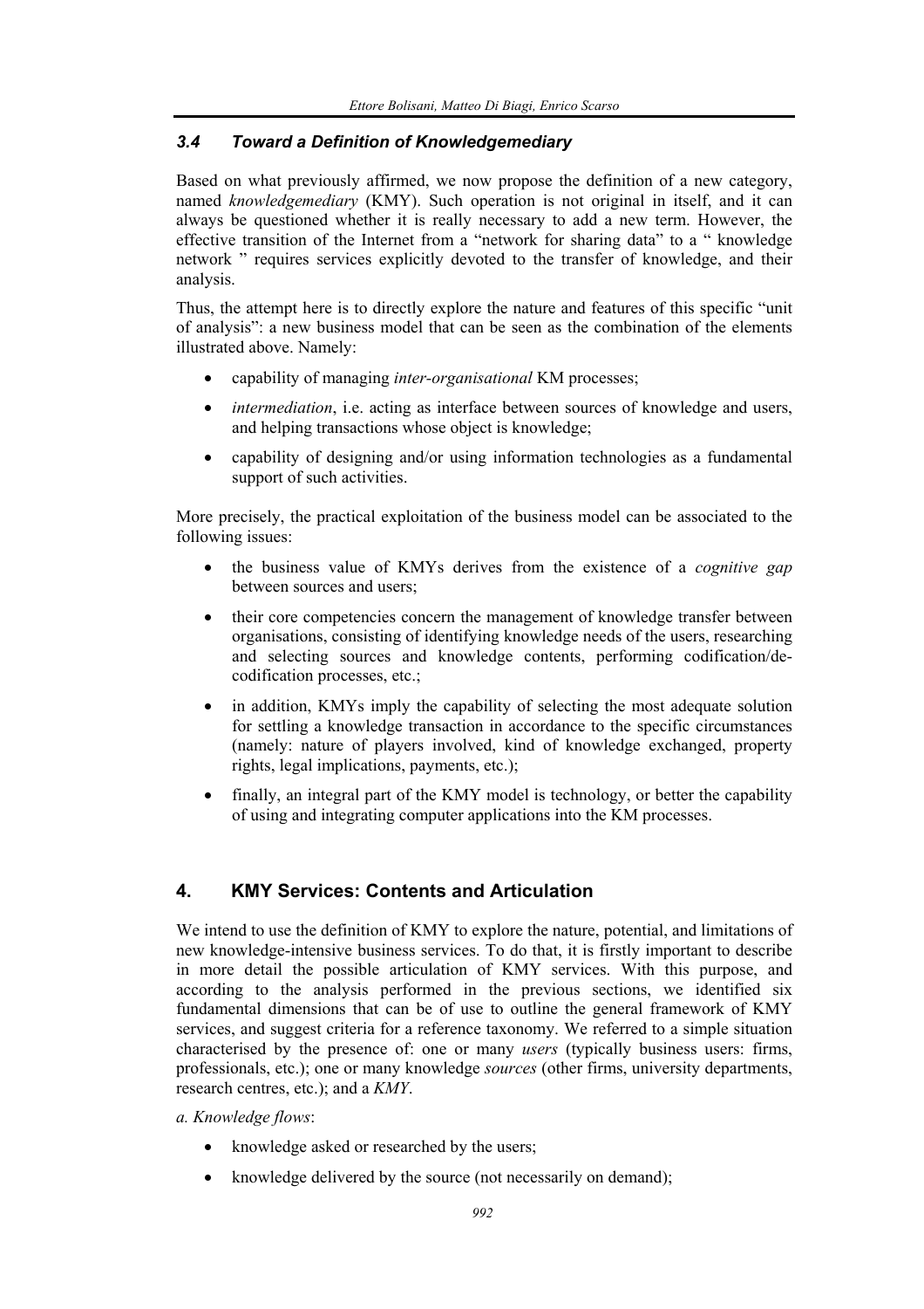### 3.4 Toward a Definition of Knowledgemediary

Based on what previously affirmed, we now propose the definition of a new category, named *knowledgemediary* (KMY). Such operation is not original in itself, and it can always be questioned whether it is really necessary to add a new term. However, the effective transition of the Internet from a "network for sharing data" to a " knowledge network " requires services explicitly devoted to the transfer of knowledge, and their analysis.

Thus, the attempt here is to directly explore the nature and features of this specific "unit of analysis": a new business model that can be seen as the combination of the elements illustrated above. Namely:

- capability of managing *inter-organisational* KM processes;
- *intermediation*, i.e. acting as interface between sources of knowledge and users, and helping transactions whose object is knowledge;
- capability of designing and/or using information technologies as a fundamental support of such activities.

More precisely, the practical exploitation of the business model can be associated to the following issues:

- the business value of KMYs derives from the existence of a *cognitive gap* between sources and users;
- their core competencies concern the management of knowledge transfer between organisations, consisting of identifying knowledge needs of the users, researching and selecting sources and knowledge contents, performing codification/de-codification processes, etc.;
- in addition, KMYs imply the capability of selecting the most adequate solution for settling a knowledge transaction in accordance to the specific circumstances (namely: nature of players involved, kind of knowledge exchanged, property rights, legal implications, payments, etc.);
- finally, an integral part of the KMY model is technology, or better the capability of using and integrating computer applications into the KM processes.

## 4. KMY Services: Contents and Articulation

We intend to use the definition of KMY to explore the nature, potential, and limitations of new knowledge-intensive business services. To do that, it is firstly important to describe in more detail the possible articulation of KMY services. With this purpose, and according to the analysis performed in the previous sections, we identified six fundamental dimensions that can be of use to outline the general framework of KMY services, and suggest criteria for a reference taxonomy. We referred to a simple situation characterised by the presence of: one or many *users* (typically business users: firms, professionals, etc.); one or many knowledge *sources* (other firms, university departments, research centres, etc.); and a *KMY*.

*a. Knowledge flows*:

- knowledge asked or researched by the users;
- knowledge delivered by the source (not necessarily on demand);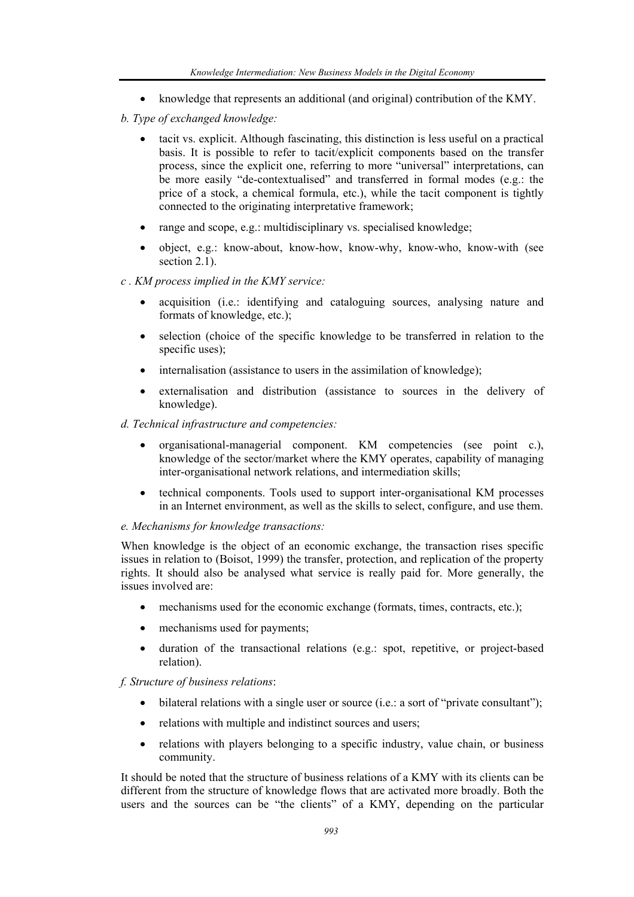- knowledge that represents an additional (and original) contribution of the KMY.

*b. Type of exchanged knowledge:*

- tacit vs. explicit. Although fascinating, this distinction is less useful on a practical basis. It is possible to refer to tacit/explicit components based on the transfer process, since the explicit one, referring to more "universal" interpretations, can be more easily "de-contextualised" and transferred in formal modes (e.g.: the price of a stock, a chemical formula, etc.), while the tacit component is tightly connected to the originating interpretative framework;
- range and scope, e.g.: multidisciplinary vs. specialised knowledge;
- object, e.g.: know-about, know-how, know-why, know-who, know-with (see section 2.1).

*c . KM process implied in the KMY service:*

- acquisition (i.e.: identifying and cataloguing sources, analysing nature and formats of knowledge, etc.);
- selection (choice of the specific knowledge to be transferred in relation to the specific uses);
- internalisation (assistance to users in the assimilation of knowledge);
- externalisation and distribution (assistance to sources in the delivery of knowledge).

*d. Technical infrastructure and competencies:*

- organisational-managerial component. KM competencies (see point c.), knowledge of the sector/market where the KMY operates, capability of managing inter-organisational network relations, and intermediation skills;
- technical components. Tools used to support inter-organisational KM processes in an Internet environment, as well as the skills to select, configure, and use them.

*e. Mechanisms for knowledge transactions:*

When knowledge is the object of an economic exchange, the transaction rises specific issues in relation to (Boisot, 1999) the transfer, protection, and replication of the property rights. It should also be analysed what service is really paid for. More generally, the issues involved are:

- mechanisms used for the economic exchange (formats, times, contracts, etc.);
- mechanisms used for payments;
- duration of the transactional relations (e.g.: spot, repetitive, or project-based relation).

*f. Structure of business relations*:

- bilateral relations with a single user or source (i.e.: a sort of "private consultant");
- relations with multiple and indistinct sources and users;
- relations with players belonging to a specific industry, value chain, or business community.

It should be noted that the structure of business relations of a KMY with its clients can be different from the structure of knowledge flows that are activated more broadly. Both the users and the sources can be "the clients" of a KMY, depending on the particular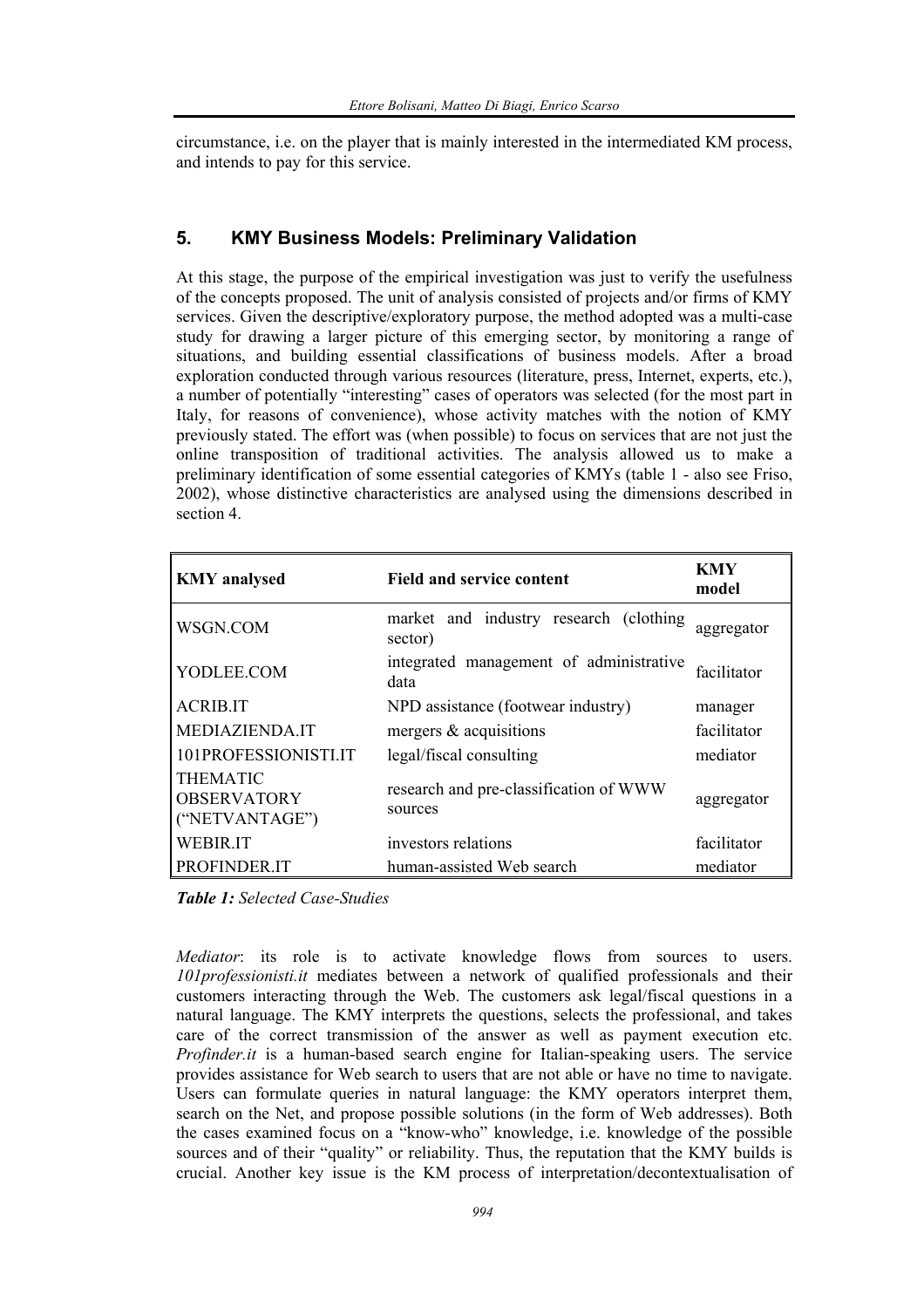circumstance, i.e. on the player that is mainly interested in the intermediated KM process, and intends to pay for this service.

## 5. KMY Business Models: Preliminary Validation

At this stage, the purpose of the empirical investigation was just to verify the usefulness of the concepts proposed. The unit of analysis consisted of projects and/or firms of KMY services. Given the descriptive/exploratory purpose, the method adopted was a multi-case study for drawing a larger picture of this emerging sector, by monitoring a range of situations, and building essential classifications of business models. After a broad exploration conducted through various resources (literature, press, Internet, experts, etc.), a number of potentially "interesting" cases of operators was selected (for the most part in Italy, for reasons of convenience), whose activity matches with the notion of KMY previously stated. The effort was (when possible) to focus on services that are not just the online transposition of traditional activities. The analysis allowed us to make a preliminary identification of some essential categories of KMYs (table 1 - also see Friso, 2002), whose distinctive characteristics are analysed using the dimensions described in section 4.

| KMY analysed | Field and service content | KMY model |
|---|---|---|
| WSGN.COM | market and industry research (clothing sector) | aggregator |
| YODLEE.COM | integrated management of administrative data | facilitator |
| ACRIB.IT | NPD assistance (footwear industry) | manager |
| MEDIAZIENDA.IT | mergers & acquisitions | facilitator |
| 101PROFESSIONISTI.IT | legal/fiscal consulting | mediator |
| THEMATIC OBSERVATORY ("NETVANTAGE") | research and pre-classification of WWW sources | aggregator |
| WEBIR.IT | investors relations | facilitator |
| PROFINDER.IT | human-assisted Web search | mediator |

***Table 1:*** *Selected Case-Studies*

*Mediator*: its role is to activate knowledge flows from sources to users. *101professionisti.it* mediates between a network of qualified professionals and their customers interacting through the Web. The customers ask legal/fiscal questions in a natural language. The KMY interprets the questions, selects the professional, and takes care of the correct transmission of the answer as well as payment execution etc. *Profinder.it* is a human-based search engine for Italian-speaking users. The service provides assistance for Web search to users that are not able or have no time to navigate. Users can formulate queries in natural language: the KMY operators interpret them, search on the Net, and propose possible solutions (in the form of Web addresses). Both the cases examined focus on a "know-who" knowledge, i.e. knowledge of the possible sources and of their "quality" or reliability. Thus, the reputation that the KMY builds is crucial. Another key issue is the KM process of interpretation/decontextualisation of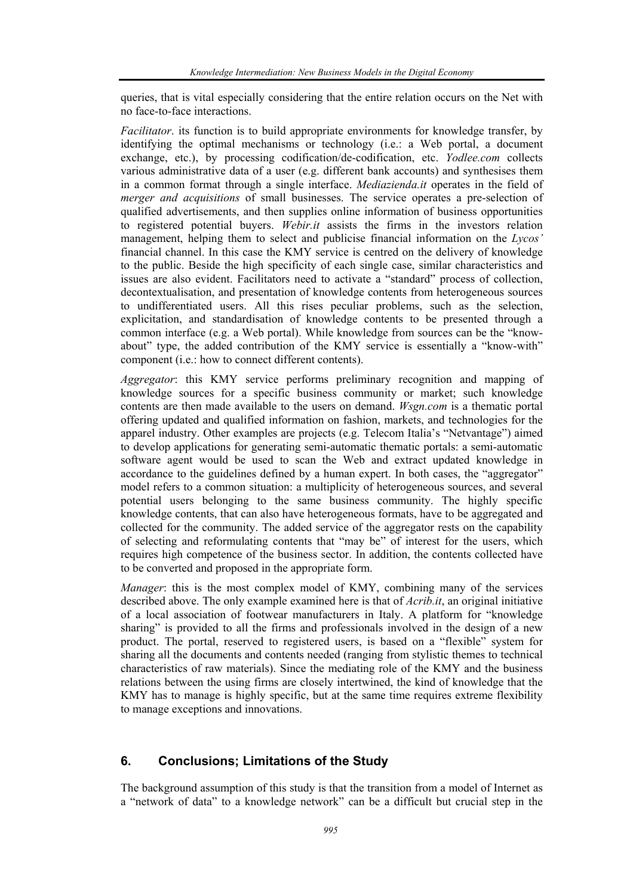queries, that is vital especially considering that the entire relation occurs on the Net with no face-to-face interactions.

*Facilitator*. its function is to build appropriate environments for knowledge transfer, by identifying the optimal mechanisms or technology (i.e.: a Web portal, a document exchange, etc.), by processing codification/de-codification, etc. *Yodlee.com* collects various administrative data of a user (e.g. different bank accounts) and synthesises them in a common format through a single interface. *Mediazienda.it* operates in the field of *merger and acquisitions* of small businesses. The service operates a pre-selection of qualified advertisements, and then supplies online information of business opportunities to registered potential buyers. *Webir.it* assists the firms in the investors relation management, helping them to select and publicise financial information on the *Lycos'* financial channel. In this case the KMY service is centred on the delivery of knowledge to the public. Beside the high specificity of each single case, similar characteristics and issues are also evident. Facilitators need to activate a "standard" process of collection, decontextualisation, and presentation of knowledge contents from heterogeneous sources to undifferentiated users. All this rises peculiar problems, such as the selection, explicitation, and standardisation of knowledge contents to be presented through a common interface (e.g. a Web portal). While knowledge from sources can be the "know-about" type, the added contribution of the KMY service is essentially a "know-with" component (i.e.: how to connect different contents).

*Aggregator*: this KMY service performs preliminary recognition and mapping of knowledge sources for a specific business community or market; such knowledge contents are then made available to the users on demand. *Wsgn.com* is a thematic portal offering updated and qualified information on fashion, markets, and technologies for the apparel industry. Other examples are projects (e.g. Telecom Italia's "Netvantage") aimed to develop applications for generating semi-automatic thematic portals: a semi-automatic software agent would be used to scan the Web and extract updated knowledge in accordance to the guidelines defined by a human expert. In both cases, the "aggregator" model refers to a common situation: a multiplicity of heterogeneous sources, and several potential users belonging to the same business community. The highly specific knowledge contents, that can also have heterogeneous formats, have to be aggregated and collected for the community. The added service of the aggregator rests on the capability of selecting and reformulating contents that "may be" of interest for the users, which requires high competence of the business sector. In addition, the contents collected have to be converted and proposed in the appropriate form.

*Manager*: this is the most complex model of KMY, combining many of the services described above. The only example examined here is that of *Acrib.it*, an original initiative of a local association of footwear manufacturers in Italy. A platform for "knowledge sharing" is provided to all the firms and professionals involved in the design of a new product. The portal, reserved to registered users, is based on a "flexible" system for sharing all the documents and contents needed (ranging from stylistic themes to technical characteristics of raw materials). Since the mediating role of the KMY and the business relations between the using firms are closely intertwined, the kind of knowledge that the KMY has to manage is highly specific, but at the same time requires extreme flexibility to manage exceptions and innovations.

## 6. Conclusions; Limitations of the Study

The background assumption of this study is that the transition from a model of Internet as a "network of data" to a knowledge network" can be a difficult but crucial step in the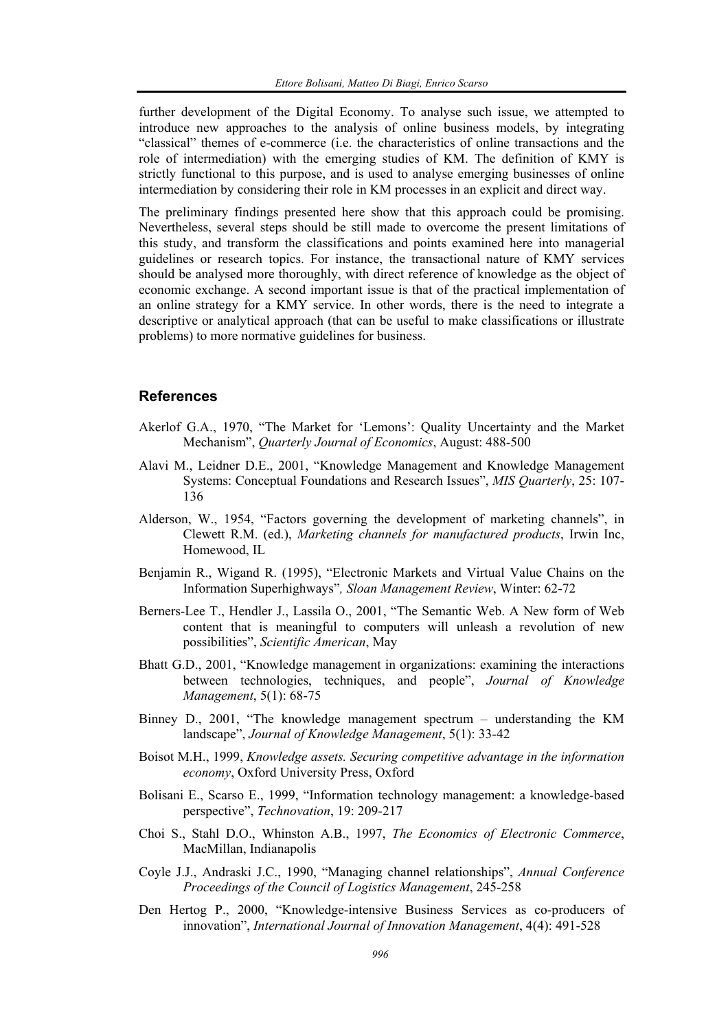further development of the Digital Economy. To analyse such issue, we attempted to introduce new approaches to the analysis of online business models, by integrating "classical" themes of e-commerce (i.e. the characteristics of online transactions and the role of intermediation) with the emerging studies of KM. The definition of KMY is strictly functional to this purpose, and is used to analyse emerging businesses of online intermediation by considering their role in KM processes in an explicit and direct way.

The preliminary findings presented here show that this approach could be promising. Nevertheless, several steps should be still made to overcome the present limitations of this study, and transform the classifications and points examined here into managerial guidelines or research topics. For instance, the transactional nature of KMY services should be analysed more thoroughly, with direct reference of knowledge as the object of economic exchange. A second important issue is that of the practical implementation of an online strategy for a KMY service. In other words, there is the need to integrate a descriptive or analytical approach (that can be useful to make classifications or illustrate problems) to more normative guidelines for business.

## References

Akerlof G.A., 1970, "The Market for 'Lemons': Quality Uncertainty and the Market Mechanism", *Quarterly Journal of Economics*, August: 488-500

Alavi M., Leidner D.E., 2001, "Knowledge Management and Knowledge Management Systems: Conceptual Foundations and Research Issues", *MIS Quarterly*, 25: 107-136

Alderson, W., 1954, "Factors governing the development of marketing channels", in Clewett R.M. (ed.), *Marketing channels for manufactured products*, Irwin Inc, Homewood, IL

Benjamin R., Wigand R. (1995), "Electronic Markets and Virtual Value Chains on the Information Superhighways"*, Sloan Management Review*, Winter: 62-72

Berners-Lee T., Hendler J., Lassila O., 2001, "The Semantic Web. A New form of Web content that is meaningful to computers will unleash a revolution of new possibilities", *Scientific American*, May

Bhatt G.D., 2001, "Knowledge management in organizations: examining the interactions between technologies, techniques, and people", *Journal of Knowledge Management*, 5(1): 68-75

Binney D., 2001, "The knowledge management spectrum – understanding the KM landscape", *Journal of Knowledge Management*, 5(1): 33-42

Boisot M.H., 1999, *Knowledge assets. Securing competitive advantage in the information economy*, Oxford University Press, Oxford

Bolisani E., Scarso E., 1999, "Information technology management: a knowledge-based perspective", *Technovation*, 19: 209-217

Choi S., Stahl D.O., Whinston A.B., 1997, *The Economics of Electronic Commerce*, MacMillan, Indianapolis

Coyle J.J., Andraski J.C., 1990, "Managing channel relationships", *Annual Conference Proceedings of the Council of Logistics Management*, 245-258

Den Hertog P., 2000, "Knowledge-intensive Business Services as co-producers of innovation", *International Journal of Innovation Management*, 4(4): 491-528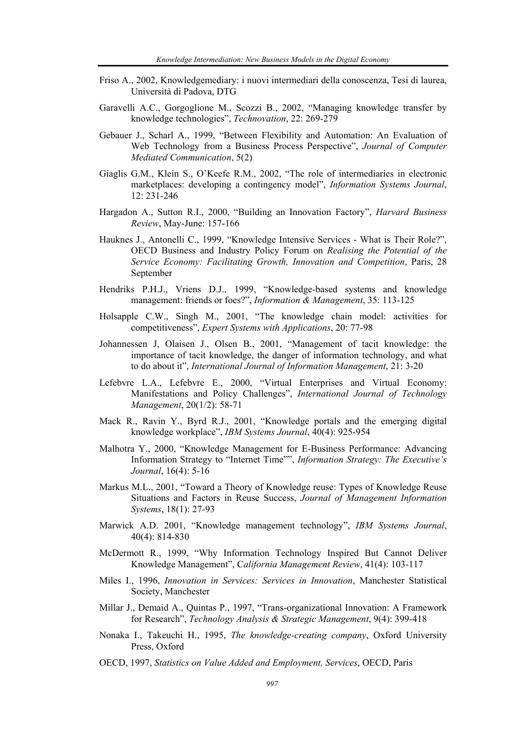Friso A., 2002, Knowledgemediary: i nuovi intermediari della conoscenza, Tesi di laurea, Università di Padova, DTG

Garavelli A.C., Gorgoglione M., Scozzi B., 2002, "Managing knowledge transfer by knowledge technologies", *Technovation*, 22: 269-279

Gebauer J., Scharl A., 1999, "Between Flexibility and Automation: An Evaluation of Web Technology from a Business Process Perspective", *Journal of Computer Mediated Communication*, 5(2)

Giaglis G.M., Klein S., O'Keefe R.M., 2002, "The role of intermediaries in electronic marketplaces: developing a contingency model", *Information Systems Journal*, 12: 231-246

Hargadon A., Sutton R.I., 2000, "Building an Innovation Factory", *Harvard Business Review*, May-June: 157-166

Hauknes J., Antonelli C., 1999, "Knowledge Intensive Services - What is Their Role?", OECD Business and Industry Policy Forum on *Realising the Potential of the Service Economy: Facilitating Growth, Innovation and Competition*, Paris, 28 September

Hendriks P.H.J., Vriens D.J., 1999, "Knowledge-based systems and knowledge management: friends or foes?", *Information & Management*, 35: 113-125

Holsapple C.W., Singh M., 2001, "The knowledge chain model: activities for competitiveness", *Expert Systems with Applications*, 20: 77-98

Johannessen J, Olaisen J., Olsen B., 2001, "Management of tacit knowledge: the importance of tacit knowledge, the danger of information technology, and what to do about it", *International Journal of Information Management*, 21: 3-20

Lefebvre L.A., Lefebvre E., 2000, "Virtual Enterprises and Virtual Economy: Manifestations and Policy Challenges", *International Journal of Technology Management*, 20(1/2): 58-71

Mack R., Ravin Y., Byrd R.J., 2001, "Knowledge portals and the emerging digital knowledge workplace", *IBM Systems Journal*, 40(4): 925-954

Malhotra Y., 2000, "Knowledge Management for E-Business Performance: Advancing Information Strategy to "Internet Time"", *Information Strategy: The Executive's Journal*, 16(4): 5-16

Markus M.L., 2001, "Toward a Theory of Knowledge reuse: Types of Knowledge Reuse Situations and Factors in Reuse Success, *Journal of Management Information Systems*, 18(1): 27-93

Marwick A.D. 2001, "Knowledge management technology", *IBM Systems Journal*, 40(4): 814-830

McDermott R., 1999, "Why Information Technology Inspired But Cannot Deliver Knowledge Management", C*alifornia Management Review*, 41(4): 103-117

Miles I., 1996, *Innovation in Services: Services in Innovation*, Manchester Statistical Society, Manchester

Millar J., Demaid A., Quintas P., 1997, "Trans-organizational Innovation: A Framework for Research", *Technology Analysis & Strategic Management*, 9(4): 399-418

Nonaka I., Takeuchi H., 1995, *The knowledge-creating company*, Oxford University Press, Oxford

OECD, 1997, *Statistics on Value Added and Employment, Services*, OECD, Paris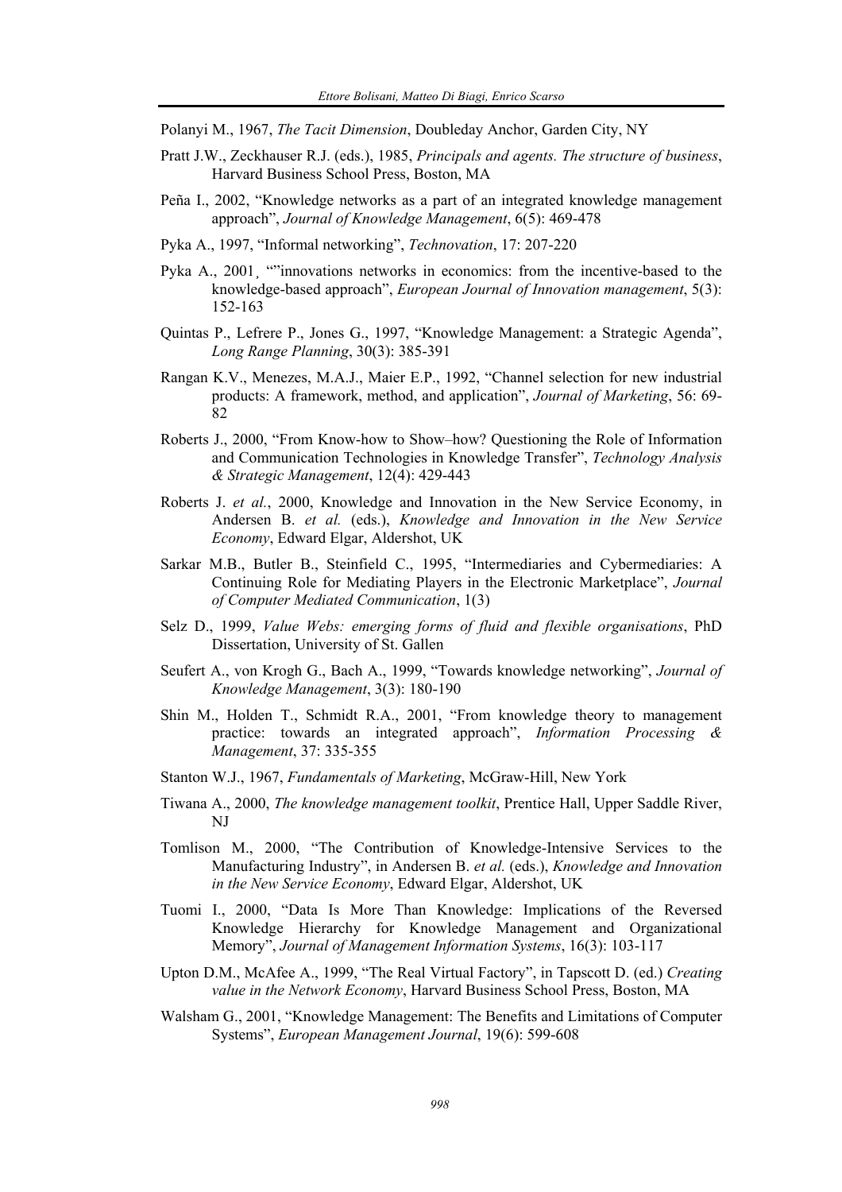Polanyi M., 1967, *The Tacit Dimension*, Doubleday Anchor, Garden City, NY

Pratt J.W., Zeckhauser R.J. (eds.), 1985, *Principals and agents. The structure of business*, Harvard Business School Press, Boston, MA

Peña I., 2002, "Knowledge networks as a part of an integrated knowledge management approach", *Journal of Knowledge Management*, 6(5): 469-478

Pyka A., 1997, "Informal networking", *Technovation*, 17: 207-220

Pyka A., 2001¸ ""innovations networks in economics: from the incentive-based to the knowledge-based approach", *European Journal of Innovation management*, 5(3): 152-163

Quintas P., Lefrere P., Jones G., 1997, "Knowledge Management: a Strategic Agenda", *Long Range Planning*, 30(3): 385-391

Rangan K.V., Menezes, M.A.J., Maier E.P., 1992, "Channel selection for new industrial products: A framework, method, and application", *Journal of Marketing*, 56: 69-82

Roberts J., 2000, "From Know-how to Show–how? Questioning the Role of Information and Communication Technologies in Knowledge Transfer", *Technology Analysis & Strategic Management*, 12(4): 429-443

Roberts J. *et al.*, 2000, Knowledge and Innovation in the New Service Economy, in Andersen B. *et al.* (eds.), *Knowledge and Innovation in the New Service Economy*, Edward Elgar, Aldershot, UK

Sarkar M.B., Butler B., Steinfield C., 1995, "Intermediaries and Cybermediaries: A Continuing Role for Mediating Players in the Electronic Marketplace", *Journal of Computer Mediated Communication*, 1(3)

Selz D., 1999, *Value Webs: emerging forms of fluid and flexible organisations*, PhD Dissertation, University of St. Gallen

Seufert A., von Krogh G., Bach A., 1999, "Towards knowledge networking", *Journal of Knowledge Management*, 3(3): 180-190

Shin M., Holden T., Schmidt R.A., 2001, "From knowledge theory to management practice: towards an integrated approach", *Information Processing & Management*, 37: 335-355

Stanton W.J., 1967, *Fundamentals of Marketing*, McGraw-Hill, New York

Tiwana A., 2000, *The knowledge management toolkit*, Prentice Hall, Upper Saddle River, NJ

Tomlison M., 2000, "The Contribution of Knowledge-Intensive Services to the Manufacturing Industry", in Andersen B. *et al.* (eds.), *Knowledge and Innovation in the New Service Economy*, Edward Elgar, Aldershot, UK

Tuomi I., 2000, "Data Is More Than Knowledge: Implications of the Reversed Knowledge Hierarchy for Knowledge Management and Organizational Memory", *Journal of Management Information Systems*, 16(3): 103-117

Upton D.M., McAfee A., 1999, "The Real Virtual Factory", in Tapscott D. (ed.) *Creating value in the Network Economy*, Harvard Business School Press, Boston, MA

Walsham G., 2001, "Knowledge Management: The Benefits and Limitations of Computer Systems", *European Management Journal*, 19(6): 599-608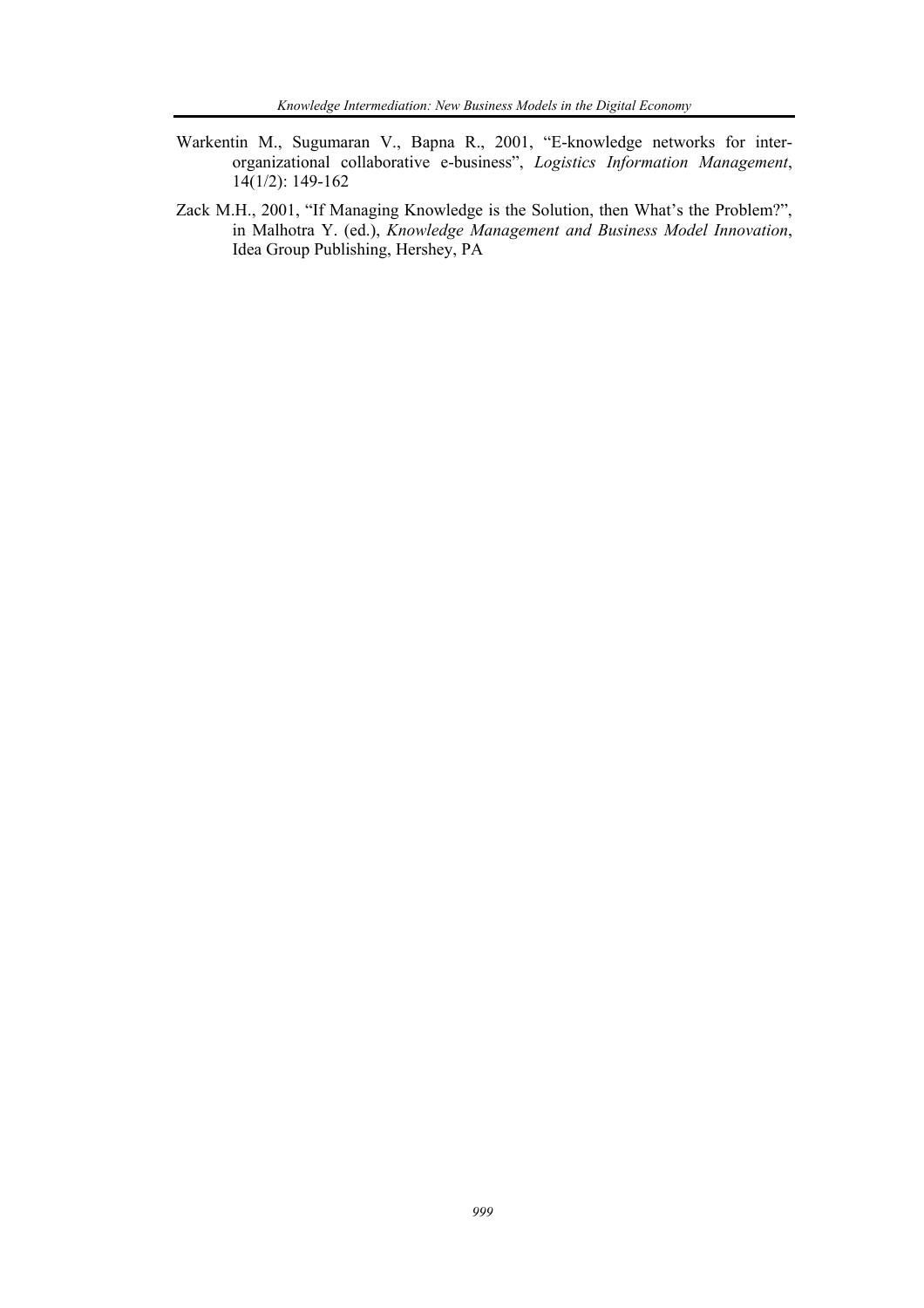Warkentin M., Sugumaran V., Bapna R., 2001, "E-knowledge networks for inter-organizational collaborative e-business", *Logistics Information Management*, 14(1/2): 149-162

Zack M.H., 2001, "If Managing Knowledge is the Solution, then What's the Problem?", in Malhotra Y. (ed.), *Knowledge Management and Business Model Innovation*, Idea Group Publishing, Hershey, PA